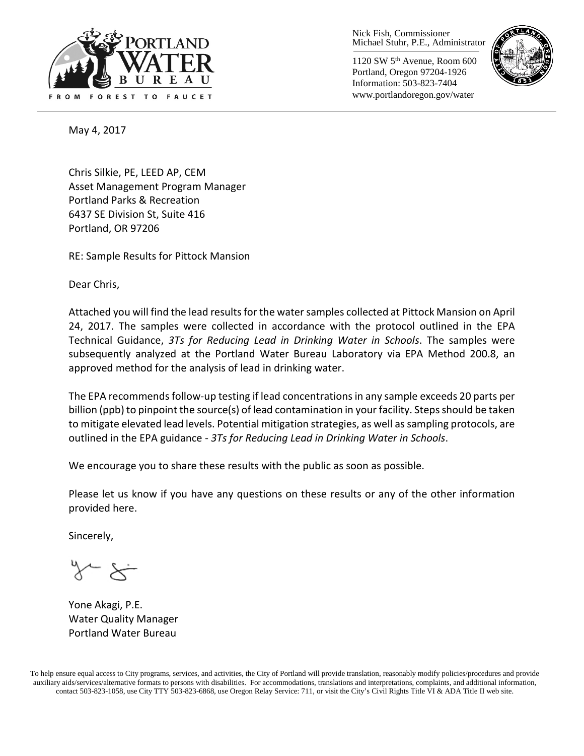Nick Fish, Commissioner
Michael Stuhr, P.E., Administrator

1120 SW 5th Avenue, Room 600
Portland, Oregon 97204-1926
Information: 503-823-7404
www.portlandoregon.gov/water

May 4, 2017

Chris Silkie, PE, LEED AP, CEM
Asset Management Program Manager
Portland Parks & Recreation
6437 SE Division St, Suite 416
Portland, OR 97206

RE: Sample Results for Pittock Mansion

Dear Chris,

Attached you will find the lead results for the water samples collected at Pittock Mansion on April 24, 2017. The samples were collected in accordance with the protocol outlined in the EPA Technical Guidance, *3Ts for Reducing Lead in Drinking Water in Schools*. The samples were subsequently analyzed at the Portland Water Bureau Laboratory via EPA Method 200.8, an approved method for the analysis of lead in drinking water.

The EPA recommends follow-up testing if lead concentrations in any sample exceeds 20 parts per billion (ppb) to pinpoint the source(s) of lead contamination in your facility. Steps should be taken to mitigate elevated lead levels. Potential mitigation strategies, as well as sampling protocols, are outlined in the EPA guidance - *3Ts for Reducing Lead in Drinking Water in Schools*.

We encourage you to share these results with the public as soon as possible.

Please let us know if you have any questions on these results or any of the other information provided here.

Sincerely,

Yone Akagi, P.E.
Water Quality Manager
Portland Water Bureau

To help ensure equal access to City programs, services, and activities, the City of Portland will provide translation, reasonably modify policies/procedures and provide auxiliary aids/services/alternative formats to persons with disabilities. For accommodations, translations and interpretations, complaints, and additional information, contact 503-823-1058, use City TTY 503-823-6868, use Oregon Relay Service: 711, or visit the City's Civil Rights Title VI & ADA Title II web site.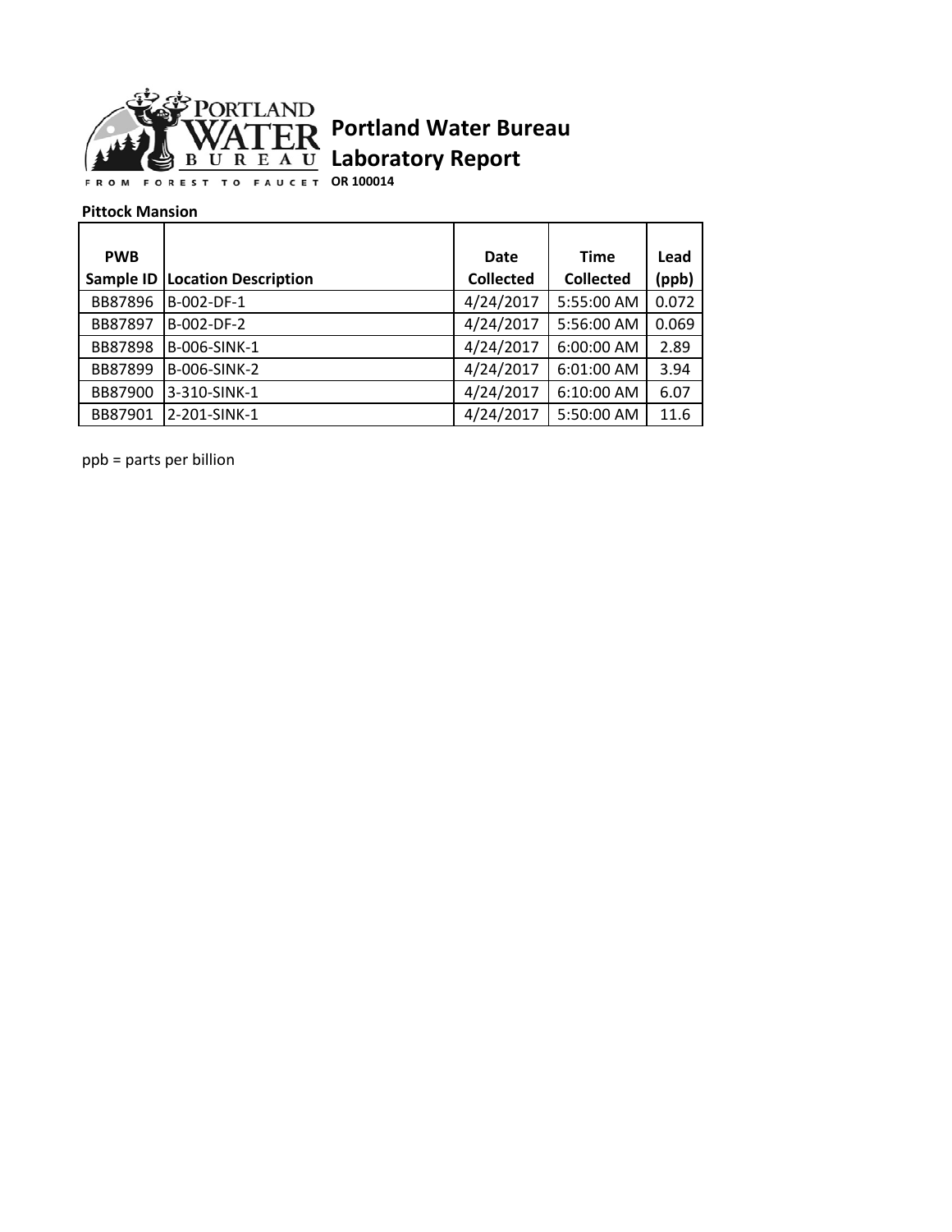PORTLAND WATER BUREAU

FROM FOREST TO FAUCET

# Portland Water Bureau Laboratory Report

**OR 100014**

**Pittock Mansion**

| PWB Sample ID | Location Description | Date Collected | Time Collected | Lead (ppb) |
|---|---|---|---|---|
| BB87896 | B-002-DF-1 | 4/24/2017 | 5:55:00 AM | 0.072 |
| BB87897 | B-002-DF-2 | 4/24/2017 | 5:56:00 AM | 0.069 |
| BB87898 | B-006-SINK-1 | 4/24/2017 | 6:00:00 AM | 2.89 |
| BB87899 | B-006-SINK-2 | 4/24/2017 | 6:01:00 AM | 3.94 |
| BB87900 | 3-310-SINK-1 | 4/24/2017 | 6:10:00 AM | 6.07 |
| BB87901 | 2-201-SINK-1 | 4/24/2017 | 5:50:00 AM | 11.6 |

ppb = parts per billion